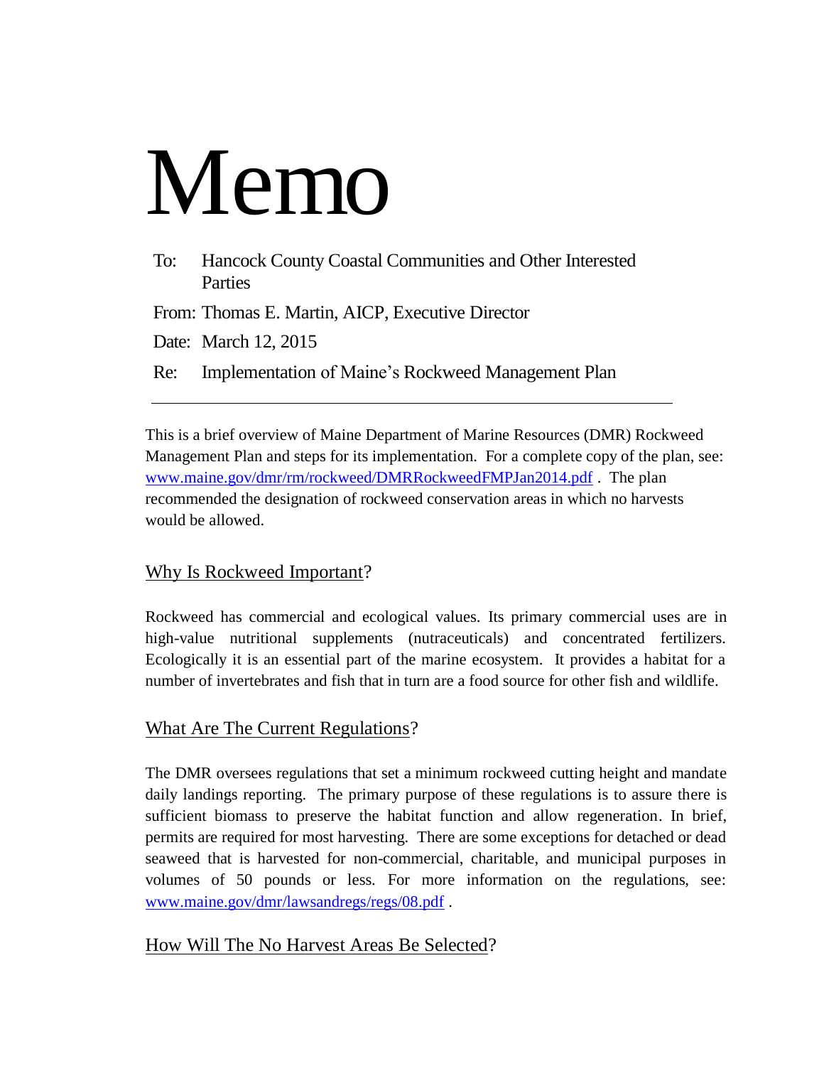# Memo

To: Hancock County Coastal Communities and Other Interested Parties

From: Thomas E. Martin, AICP, Executive Director

Date: March 12, 2015

Re: Implementation of Maine's Rockweed Management Plan

---

This is a brief overview of Maine Department of Marine Resources (DMR) Rockweed Management Plan and steps for its implementation. For a complete copy of the plan, see: [www.maine.gov/dmr/rm/rockweed/DMRRockweedFMPJan2014.pdf](www.maine.gov/dmr/rm/rockweed/DMRRockweedFMPJan2014.pdf) . The plan recommended the designation of rockweed conservation areas in which no harvests would be allowed.

## Why Is Rockweed Important?

Rockweed has commercial and ecological values. Its primary commercial uses are in high-value nutritional supplements (nutraceuticals) and concentrated fertilizers. Ecologically it is an essential part of the marine ecosystem. It provides a habitat for a number of invertebrates and fish that in turn are a food source for other fish and wildlife.

## What Are The Current Regulations?

The DMR oversees regulations that set a minimum rockweed cutting height and mandate daily landings reporting. The primary purpose of these regulations is to assure there is sufficient biomass to preserve the habitat function and allow regeneration. In brief, permits are required for most harvesting. There are some exceptions for detached or dead seaweed that is harvested for non-commercial, charitable, and municipal purposes in volumes of 50 pounds or less. For more information on the regulations, see: [www.maine.gov/dmr/lawsandregs/regs/08.pdf](www.maine.gov/dmr/lawsandregs/regs/08.pdf) .

## How Will The No Harvest Areas Be Selected?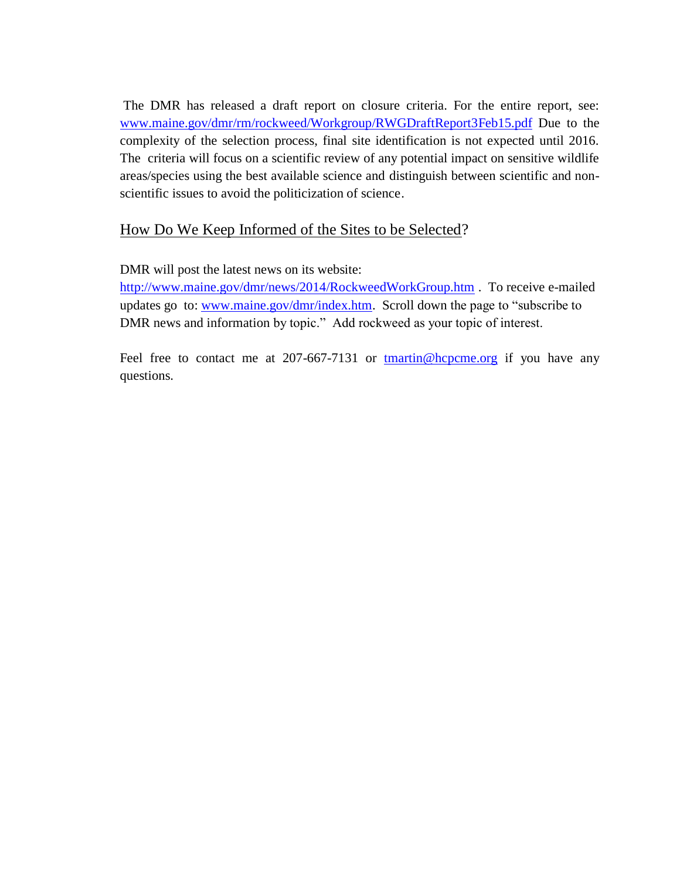The DMR has released a draft report on closure criteria. For the entire report, see: www.maine.gov/dmr/rm/rockweed/Workgroup/RWGDraftReport3Feb15.pdf Due to the complexity of the selection process, final site identification is not expected until 2016. The criteria will focus on a scientific review of any potential impact on sensitive wildlife areas/species using the best available science and distinguish between scientific and non-scientific issues to avoid the politicization of science.

## How Do We Keep Informed of the Sites to be Selected?

DMR will post the latest news on its website: http://www.maine.gov/dmr/news/2014/RockweedWorkGroup.htm . To receive e-mailed updates go to: www.maine.gov/dmr/index.htm. Scroll down the page to "subscribe to DMR news and information by topic." Add rockweed as your topic of interest.

Feel free to contact me at 207-667-7131 or tmartin@hcpcme.org if you have any questions.